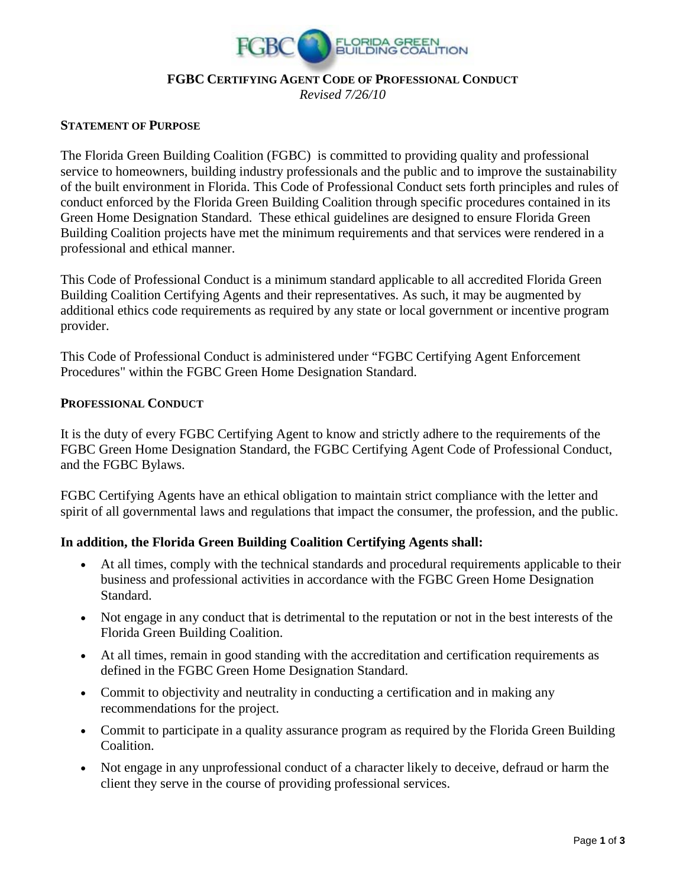# FGBC Certifying Agent Code of Professional Conduct

*Revised 7/26/10*

## Statement of Purpose

The Florida Green Building Coalition (FGBC) is committed to providing quality and professional service to homeowners, building industry professionals and the public and to improve the sustainability of the built environment in Florida. This Code of Professional Conduct sets forth principles and rules of conduct enforced by the Florida Green Building Coalition through specific procedures contained in its Green Home Designation Standard. These ethical guidelines are designed to ensure Florida Green Building Coalition projects have met the minimum requirements and that services were rendered in a professional and ethical manner.

This Code of Professional Conduct is a minimum standard applicable to all accredited Florida Green Building Coalition Certifying Agents and their representatives. As such, it may be augmented by additional ethics code requirements as required by any state or local government or incentive program provider.

This Code of Professional Conduct is administered under "FGBC Certifying Agent Enforcement Procedures" within the FGBC Green Home Designation Standard.

## Professional Conduct

It is the duty of every FGBC Certifying Agent to know and strictly adhere to the requirements of the FGBC Green Home Designation Standard, the FGBC Certifying Agent Code of Professional Conduct, and the FGBC Bylaws.

FGBC Certifying Agents have an ethical obligation to maintain strict compliance with the letter and spirit of all governmental laws and regulations that impact the consumer, the profession, and the public.

**In addition, the Florida Green Building Coalition Certifying Agents shall:**

- At all times, comply with the technical standards and procedural requirements applicable to their business and professional activities in accordance with the FGBC Green Home Designation Standard.
- Not engage in any conduct that is detrimental to the reputation or not in the best interests of the Florida Green Building Coalition.
- At all times, remain in good standing with the accreditation and certification requirements as defined in the FGBC Green Home Designation Standard.
- Commit to objectivity and neutrality in conducting a certification and in making any recommendations for the project.
- Commit to participate in a quality assurance program as required by the Florida Green Building Coalition.
- Not engage in any unprofessional conduct of a character likely to deceive, defraud or harm the client they serve in the course of providing professional services.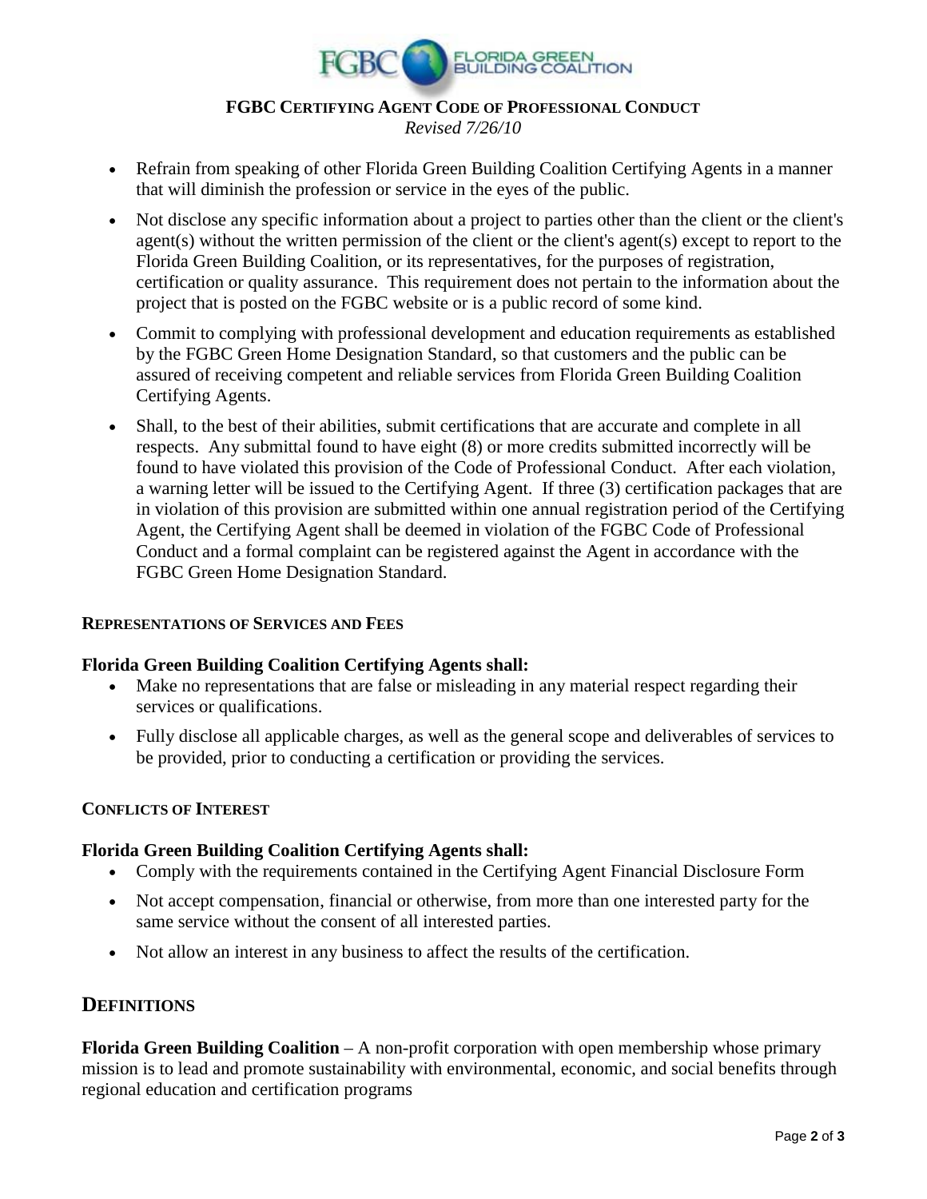**FGBC CERTIFYING AGENT CODE OF PROFESSIONAL CONDUCT**
*Revised 7/26/10*

- Refrain from speaking of other Florida Green Building Coalition Certifying Agents in a manner that will diminish the profession or service in the eyes of the public.
- Not disclose any specific information about a project to parties other than the client or the client's agent(s) without the written permission of the client or the client's agent(s) except to report to the Florida Green Building Coalition, or its representatives, for the purposes of registration, certification or quality assurance. This requirement does not pertain to the information about the project that is posted on the FGBC website or is a public record of some kind.
- Commit to complying with professional development and education requirements as established by the FGBC Green Home Designation Standard, so that customers and the public can be assured of receiving competent and reliable services from Florida Green Building Coalition Certifying Agents.
- Shall, to the best of their abilities, submit certifications that are accurate and complete in all respects. Any submittal found to have eight (8) or more credits submitted incorrectly will be found to have violated this provision of the Code of Professional Conduct. After each violation, a warning letter will be issued to the Certifying Agent. If three (3) certification packages that are in violation of this provision are submitted within one annual registration period of the Certifying Agent, the Certifying Agent shall be deemed in violation of the FGBC Code of Professional Conduct and a formal complaint can be registered against the Agent in accordance with the FGBC Green Home Designation Standard.

### REPRESENTATIONS OF SERVICES AND FEES

**Florida Green Building Coalition Certifying Agents shall:**

- Make no representations that are false or misleading in any material respect regarding their services or qualifications.
- Fully disclose all applicable charges, as well as the general scope and deliverables of services to be provided, prior to conducting a certification or providing the services.

### CONFLICTS OF INTEREST

**Florida Green Building Coalition Certifying Agents shall:**

- Comply with the requirements contained in the Certifying Agent Financial Disclosure Form
- Not accept compensation, financial or otherwise, from more than one interested party for the same service without the consent of all interested parties.
- Not allow an interest in any business to affect the results of the certification.

## DEFINITIONS

**Florida Green Building Coalition** – A non-profit corporation with open membership whose primary mission is to lead and promote sustainability with environmental, economic, and social benefits through regional education and certification programs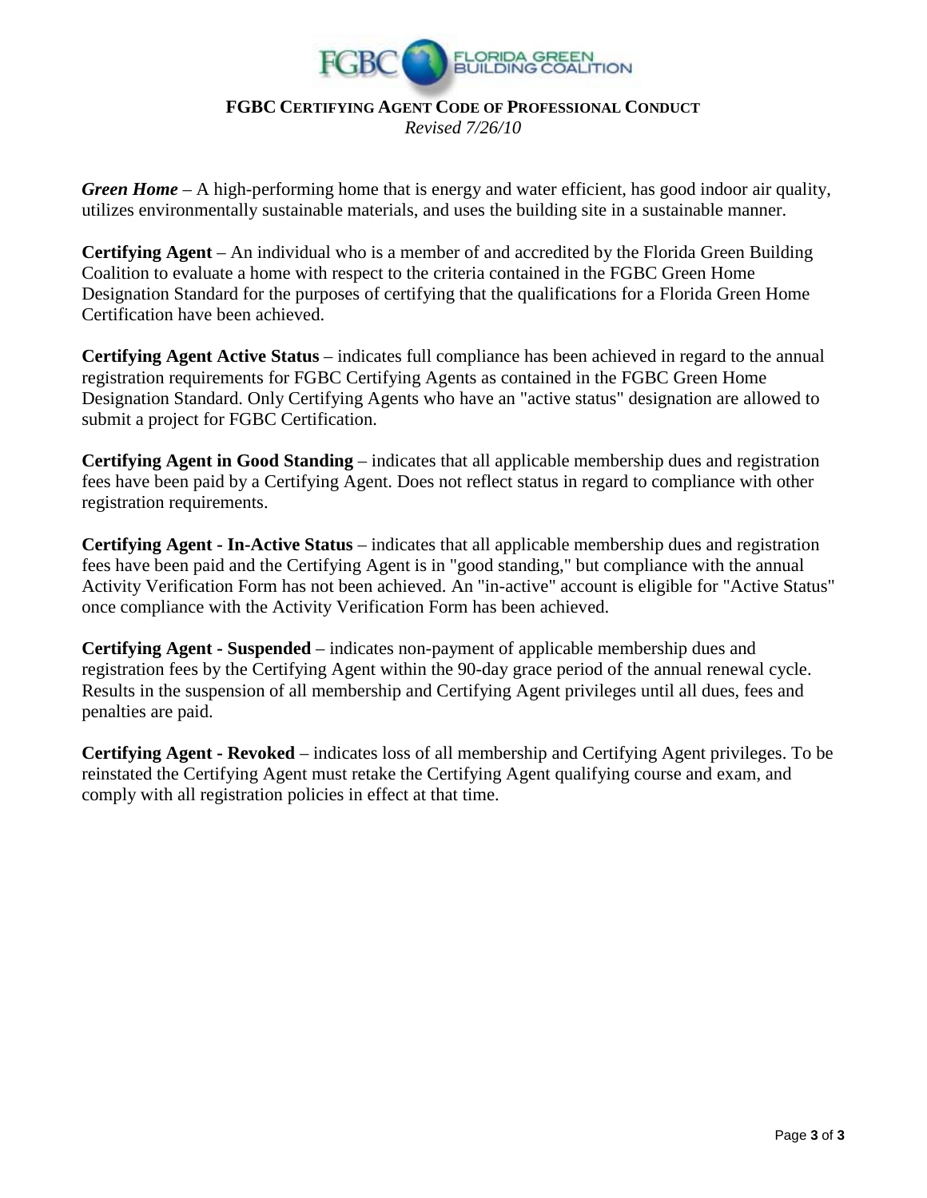**FGBC CERTIFYING AGENT CODE OF PROFESSIONAL CONDUCT**
*Revised 7/26/10*

***Green Home*** – A high-performing home that is energy and water efficient, has good indoor air quality, utilizes environmentally sustainable materials, and uses the building site in a sustainable manner.

**Certifying Agent** – An individual who is a member of and accredited by the Florida Green Building Coalition to evaluate a home with respect to the criteria contained in the FGBC Green Home Designation Standard for the purposes of certifying that the qualifications for a Florida Green Home Certification have been achieved.

**Certifying Agent Active Status** – indicates full compliance has been achieved in regard to the annual registration requirements for FGBC Certifying Agents as contained in the FGBC Green Home Designation Standard. Only Certifying Agents who have an "active status" designation are allowed to submit a project for FGBC Certification.

**Certifying Agent in Good Standing** – indicates that all applicable membership dues and registration fees have been paid by a Certifying Agent. Does not reflect status in regard to compliance with other registration requirements.

**Certifying Agent - In-Active Status** – indicates that all applicable membership dues and registration fees have been paid and the Certifying Agent is in "good standing," but compliance with the annual Activity Verification Form has not been achieved. An "in-active" account is eligible for "Active Status" once compliance with the Activity Verification Form has been achieved.

**Certifying Agent - Suspended** – indicates non-payment of applicable membership dues and registration fees by the Certifying Agent within the 90-day grace period of the annual renewal cycle. Results in the suspension of all membership and Certifying Agent privileges until all dues, fees and penalties are paid.

**Certifying Agent - Revoked** – indicates loss of all membership and Certifying Agent privileges. To be reinstated the Certifying Agent must retake the Certifying Agent qualifying course and exam, and comply with all registration policies in effect at that time.